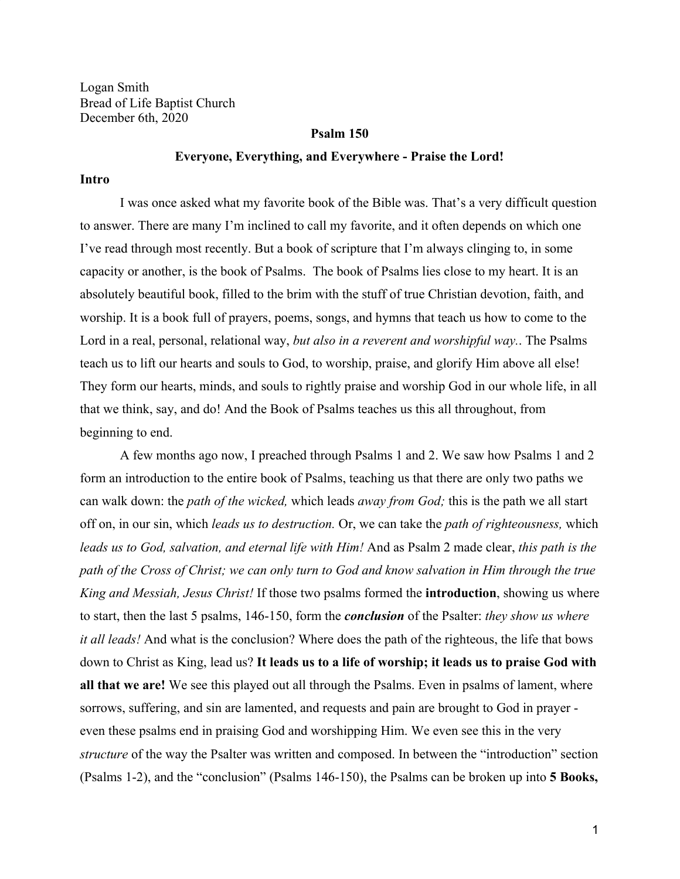Logan Smith
Bread of Life Baptist Church
December 6th, 2020

**Psalm 150**

**Everyone, Everything, and Everywhere - Praise the Lord!**

**Intro**

I was once asked what my favorite book of the Bible was. That's a very difficult question to answer. There are many I'm inclined to call my favorite, and it often depends on which one I've read through most recently. But a book of scripture that I'm always clinging to, in some capacity or another, is the book of Psalms. The book of Psalms lies close to my heart. It is an absolutely beautiful book, filled to the brim with the stuff of true Christian devotion, faith, and worship. It is a book full of prayers, poems, songs, and hymns that teach us how to come to the Lord in a real, personal, relational way, *but also in a reverent and worshipful way.*. The Psalms teach us to lift our hearts and souls to God, to worship, praise, and glorify Him above all else! They form our hearts, minds, and souls to rightly praise and worship God in our whole life, in all that we think, say, and do! And the Book of Psalms teaches us this all throughout, from beginning to end.

A few months ago now, I preached through Psalms 1 and 2. We saw how Psalms 1 and 2 form an introduction to the entire book of Psalms, teaching us that there are only two paths we can walk down: the *path of the wicked,* which leads *away from God;* this is the path we all start off on, in our sin, which *leads us to destruction.* Or, we can take the *path of righteousness,* which *leads us to God, salvation, and eternal life with Him!* And as Psalm 2 made clear, *this path is the path of the Cross of Christ; we can only turn to God and know salvation in Him through the true King and Messiah, Jesus Christ!* If those two psalms formed the **introduction**, showing us where to start, then the last 5 psalms, 146-150, form the ***conclusion*** of the Psalter: *they show us where it all leads!* And what is the conclusion? Where does the path of the righteous, the life that bows down to Christ as King, lead us? **It leads us to a life of worship; it leads us to praise God with all that we are!** We see this played out all through the Psalms. Even in psalms of lament, where sorrows, suffering, and sin are lamented, and requests and pain are brought to God in prayer - even these psalms end in praising God and worshipping Him. We even see this in the very *structure* of the way the Psalter was written and composed. In between the "introduction" section (Psalms 1-2), and the "conclusion" (Psalms 146-150), the Psalms can be broken up into **5 Books,**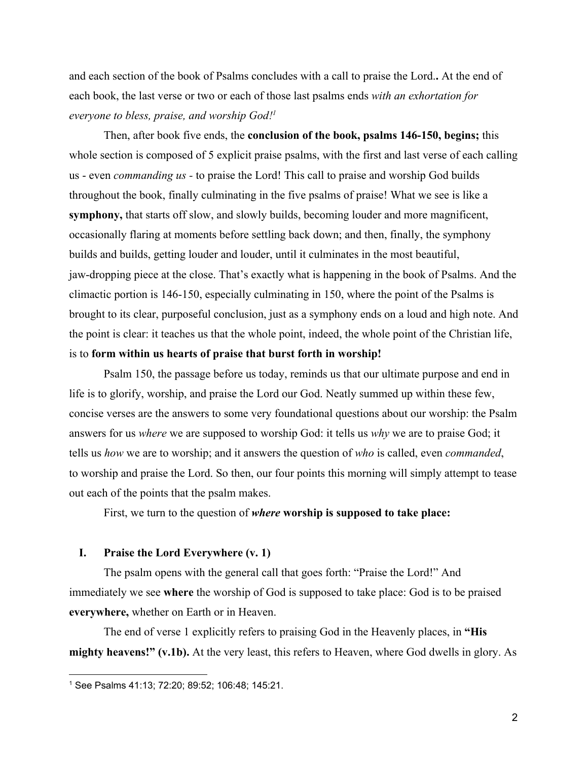and each section of the book of Psalms concludes with a call to praise the Lord**.** At the end of each book, the last verse or two or each of those last psalms ends *with an exhortation for everyone to bless, praise, and worship God!*[1]

Then, after book five ends, the **conclusion of the book, psalms 146-150, begins;** this whole section is composed of 5 explicit praise psalms, with the first and last verse of each calling us - even *commanding us* - to praise the Lord! This call to praise and worship God builds throughout the book, finally culminating in the five psalms of praise! What we see is like a **symphony,** that starts off slow, and slowly builds, becoming louder and more magnificent, occasionally flaring at moments before settling back down; and then, finally, the symphony builds and builds, getting louder and louder, until it culminates in the most beautiful, jaw-dropping piece at the close. That's exactly what is happening in the book of Psalms. And the climactic portion is 146-150, especially culminating in 150, where the point of the Psalms is brought to its clear, purposeful conclusion, just as a symphony ends on a loud and high note. And the point is clear: it teaches us that the whole point, indeed, the whole point of the Christian life, is to **form within us hearts of praise that burst forth in worship!**

Psalm 150, the passage before us today, reminds us that our ultimate purpose and end in life is to glorify, worship, and praise the Lord our God. Neatly summed up within these few, concise verses are the answers to some very foundational questions about our worship: the Psalm answers for us *where* we are supposed to worship God: it tells us *why* we are to praise God; it tells us *how* we are to worship; and it answers the question of *who* is called, even *commanded*, to worship and praise the Lord. So then, our four points this morning will simply attempt to tease out each of the points that the psalm makes.

First, we turn to the question of ***where*** **worship is supposed to take place:**

## I. Praise the Lord Everywhere (v. 1)

The psalm opens with the general call that goes forth: "Praise the Lord!" And immediately we see **where** the worship of God is supposed to take place: God is to be praised **everywhere,** whether on Earth or in Heaven.

The end of verse 1 explicitly refers to praising God in the Heavenly places, in **"His mighty heavens!" (v.1b).** At the very least, this refers to Heaven, where God dwells in glory. As

---

[1] See Psalms 41:13; 72:20; 89:52; 106:48; 145:21.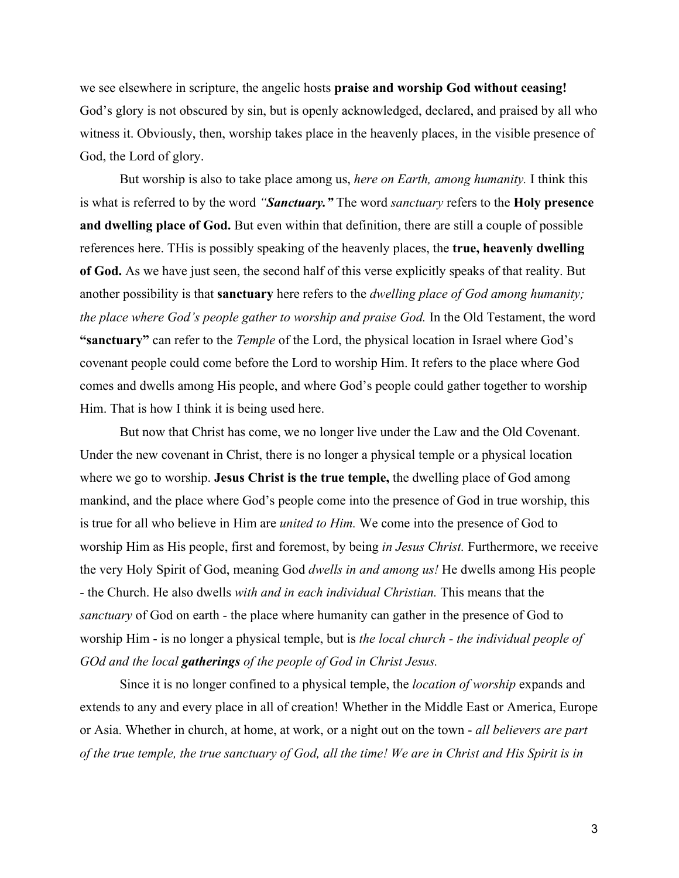we see elsewhere in scripture, the angelic hosts **praise and worship God without ceasing!** God's glory is not obscured by sin, but is openly acknowledged, declared, and praised by all who witness it. Obviously, then, worship takes place in the heavenly places, in the visible presence of God, the Lord of glory.

But worship is also to take place among us, *here on Earth, among humanity.* I think this is what is referred to by the word *"**Sanctuary.**"* The word *sanctuary* refers to the **Holy presence and dwelling place of God.** But even within that definition, there are still a couple of possible references here. THis is possibly speaking of the heavenly places, the **true, heavenly dwelling of God.** As we have just seen, the second half of this verse explicitly speaks of that reality. But another possibility is that **sanctuary** here refers to the *dwelling place of God among humanity; the place where God's people gather to worship and praise God.* In the Old Testament, the word **"sanctuary"** can refer to the *Temple* of the Lord, the physical location in Israel where God's covenant people could come before the Lord to worship Him. It refers to the place where God comes and dwells among His people, and where God's people could gather together to worship Him. That is how I think it is being used here.

But now that Christ has come, we no longer live under the Law and the Old Covenant. Under the new covenant in Christ, there is no longer a physical temple or a physical location where we go to worship. **Jesus Christ is the true temple,** the dwelling place of God among mankind, and the place where God's people come into the presence of God in true worship, this is true for all who believe in Him are *united to Him.* We come into the presence of God to worship Him as His people, first and foremost, by being *in Jesus Christ.* Furthermore, we receive the very Holy Spirit of God, meaning God *dwells in and among us!* He dwells among His people - the Church. He also dwells *with and in each individual Christian.* This means that the *sanctuary* of God on earth - the place where humanity can gather in the presence of God to worship Him - is no longer a physical temple, but is *the local church - the individual people of GOd and the local **gatherings** of the people of God in Christ Jesus.*

Since it is no longer confined to a physical temple, the *location of worship* expands and extends to any and every place in all of creation! Whether in the Middle East or America, Europe or Asia. Whether in church, at home, at work, or a night out on the town - *all believers are part of the true temple, the true sanctuary of God, all the time! We are in Christ and His Spirit is in*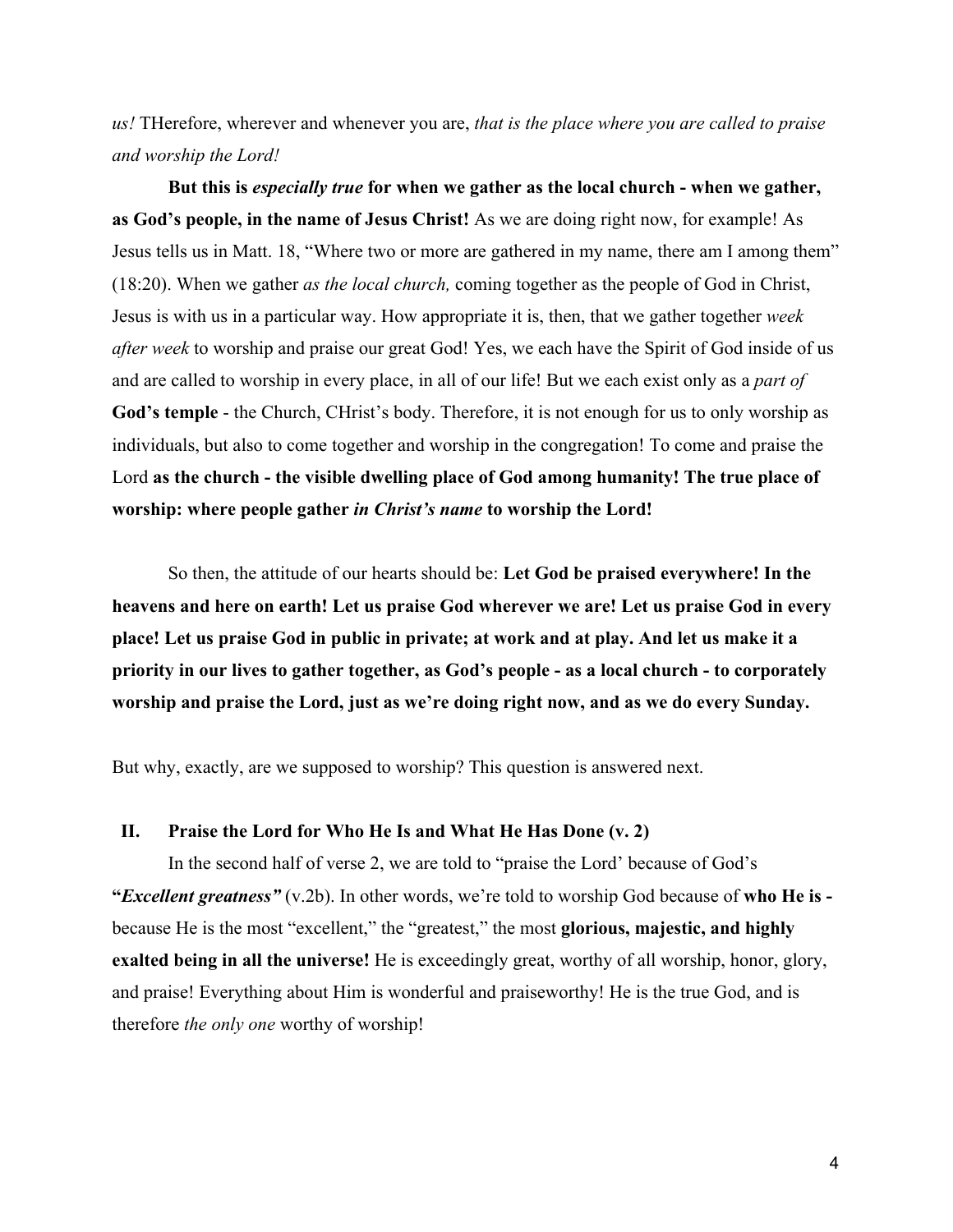*us!* THerefore, wherever and whenever you are, *that is the place where you are called to praise and worship the Lord!*

**But this is *especially true* for when we gather as the local church - when we gather, as God's people, in the name of Jesus Christ!** As we are doing right now, for example! As Jesus tells us in Matt. 18, "Where two or more are gathered in my name, there am I among them" (18:20). When we gather *as the local church,* coming together as the people of God in Christ, Jesus is with us in a particular way. How appropriate it is, then, that we gather together *week after week* to worship and praise our great God! Yes, we each have the Spirit of God inside of us and are called to worship in every place, in all of our life! But we each exist only as a *part of* **God's temple** - the Church, CHrist's body. Therefore, it is not enough for us to only worship as individuals, but also to come together and worship in the congregation! To come and praise the Lord **as the church - the visible dwelling place of God among humanity! The true place of worship: where people gather *in Christ's name* to worship the Lord!**

So then, the attitude of our hearts should be: **Let God be praised everywhere! In the heavens and here on earth! Let us praise God wherever we are! Let us praise God in every place! Let us praise God in public in private; at work and at play. And let us make it a priority in our lives to gather together, as God's people - as a local church - to corporately worship and praise the Lord, just as we're doing right now, and as we do every Sunday.**

But why, exactly, are we supposed to worship? This question is answered next.

## II. Praise the Lord for Who He Is and What He Has Done (v. 2)

In the second half of verse 2, we are told to "praise the Lord' because of God's **"*Excellent greatness"*** (v.2b). In other words, we're told to worship God because of **who He is -** because He is the most "excellent," the "greatest," the most **glorious, majestic, and highly exalted being in all the universe!** He is exceedingly great, worthy of all worship, honor, glory, and praise! Everything about Him is wonderful and praiseworthy! He is the true God, and is therefore *the only one* worthy of worship!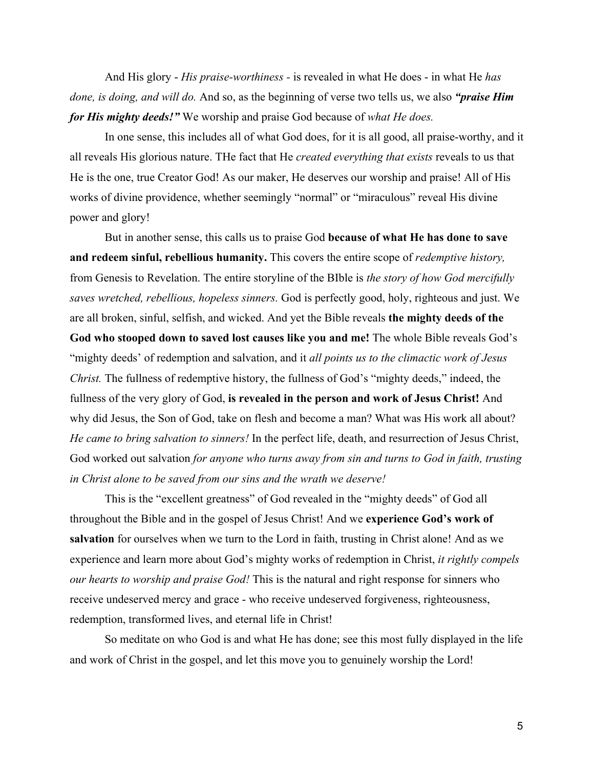And His glory - *His praise-worthiness -* is revealed in what He does - in what He *has done, is doing, and will do.* And so, as the beginning of verse two tells us, we also ***"praise Him for His mighty deeds!"*** We worship and praise God because of *what He does.*

In one sense, this includes all of what God does, for it is all good, all praise-worthy, and it all reveals His glorious nature. THe fact that He *created everything that exists* reveals to us that He is the one, true Creator God! As our maker, He deserves our worship and praise! All of His works of divine providence, whether seemingly "normal" or "miraculous" reveal His divine power and glory!

But in another sense, this calls us to praise God **because of what He has done to save and redeem sinful, rebellious humanity.** This covers the entire scope of *redemptive history,* from Genesis to Revelation. The entire storyline of the BIble is *the story of how God mercifully saves wretched, rebellious, hopeless sinners.* God is perfectly good, holy, righteous and just. We are all broken, sinful, selfish, and wicked. And yet the Bible reveals **the mighty deeds of the God who stooped down to saved lost causes like you and me!** The whole Bible reveals God's "mighty deeds' of redemption and salvation, and it *all points us to the climactic work of Jesus Christ.* The fullness of redemptive history, the fullness of God's "mighty deeds," indeed, the fullness of the very glory of God, **is revealed in the person and work of Jesus Christ!** And why did Jesus, the Son of God, take on flesh and become a man? What was His work all about? *He came to bring salvation to sinners!* In the perfect life, death, and resurrection of Jesus Christ, God worked out salvation *for anyone who turns away from sin and turns to God in faith, trusting in Christ alone to be saved from our sins and the wrath we deserve!*

This is the "excellent greatness" of God revealed in the "mighty deeds" of God all throughout the Bible and in the gospel of Jesus Christ! And we **experience God's work of salvation** for ourselves when we turn to the Lord in faith, trusting in Christ alone! And as we experience and learn more about God's mighty works of redemption in Christ, *it rightly compels our hearts to worship and praise God!* This is the natural and right response for sinners who receive undeserved mercy and grace - who receive undeserved forgiveness, righteousness, redemption, transformed lives, and eternal life in Christ!

So meditate on who God is and what He has done; see this most fully displayed in the life and work of Christ in the gospel, and let this move you to genuinely worship the Lord!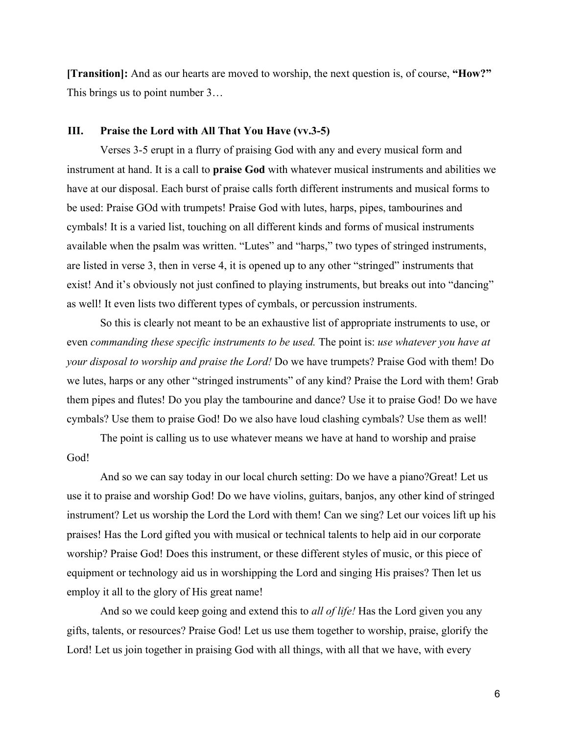**[Transition]:** And as our hearts are moved to worship, the next question is, of course, **"How?"** This brings us to point number 3…

### III. Praise the Lord with All That You Have (vv.3-5)

Verses 3-5 erupt in a flurry of praising God with any and every musical form and instrument at hand. It is a call to **praise God** with whatever musical instruments and abilities we have at our disposal. Each burst of praise calls forth different instruments and musical forms to be used: Praise GOd with trumpets! Praise God with lutes, harps, pipes, tambourines and cymbals! It is a varied list, touching on all different kinds and forms of musical instruments available when the psalm was written. "Lutes" and "harps," two types of stringed instruments, are listed in verse 3, then in verse 4, it is opened up to any other "stringed" instruments that exist! And it's obviously not just confined to playing instruments, but breaks out into "dancing" as well! It even lists two different types of cymbals, or percussion instruments.

So this is clearly not meant to be an exhaustive list of appropriate instruments to use, or even *commanding these specific instruments to be used.* The point is: *use whatever you have at your disposal to worship and praise the Lord!* Do we have trumpets? Praise God with them! Do we lutes, harps or any other "stringed instruments" of any kind? Praise the Lord with them! Grab them pipes and flutes! Do you play the tambourine and dance? Use it to praise God! Do we have cymbals? Use them to praise God! Do we also have loud clashing cymbals? Use them as well!

The point is calling us to use whatever means we have at hand to worship and praise God!

And so we can say today in our local church setting: Do we have a piano?Great! Let us use it to praise and worship God! Do we have violins, guitars, banjos, any other kind of stringed instrument? Let us worship the Lord the Lord with them! Can we sing? Let our voices lift up his praises! Has the Lord gifted you with musical or technical talents to help aid in our corporate worship? Praise God! Does this instrument, or these different styles of music, or this piece of equipment or technology aid us in worshipping the Lord and singing His praises? Then let us employ it all to the glory of His great name!

And so we could keep going and extend this to *all of life!* Has the Lord given you any gifts, talents, or resources? Praise God! Let us use them together to worship, praise, glorify the Lord! Let us join together in praising God with all things, with all that we have, with every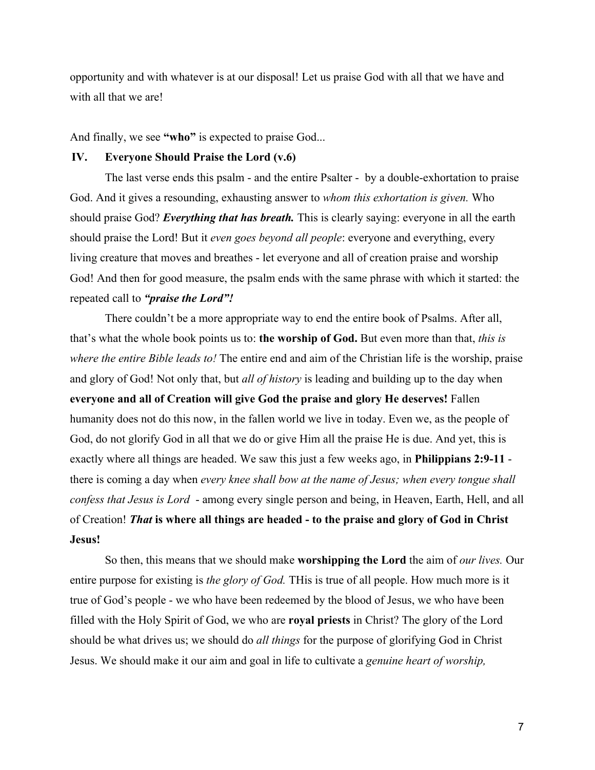opportunity and with whatever is at our disposal! Let us praise God with all that we have and with all that we are!

And finally, we see **"who"** is expected to praise God...

## IV. Everyone Should Praise the Lord (v.6)

The last verse ends this psalm - and the entire Psalter - by a double-exhortation to praise God. And it gives a resounding, exhausting answer to *whom this exhortation is given.* Who should praise God? ***Everything that has breath.*** This is clearly saying: everyone in all the earth should praise the Lord! But it *even goes beyond all people*: everyone and everything, every living creature that moves and breathes - let everyone and all of creation praise and worship God! And then for good measure, the psalm ends with the same phrase with which it started: the repeated call to ***"praise the Lord"!***

There couldn't be a more appropriate way to end the entire book of Psalms. After all, that's what the whole book points us to: **the worship of God.** But even more than that, *this is where the entire Bible leads to!* The entire end and aim of the Christian life is the worship, praise and glory of God! Not only that, but *all of history* is leading and building up to the day when **everyone and all of Creation will give God the praise and glory He deserves!** Fallen humanity does not do this now, in the fallen world we live in today. Even we, as the people of God, do not glorify God in all that we do or give Him all the praise He is due. And yet, this is exactly where all things are headed. We saw this just a few weeks ago, in **Philippians 2:9-11** - there is coming a day when *every knee shall bow at the name of Jesus; when every tongue shall confess that Jesus is Lord* - among every single person and being, in Heaven, Earth, Hell, and all of Creation! ***That* is where all things are headed - to the praise and glory of God in Christ Jesus!**

So then, this means that we should make **worshipping the Lord** the aim of *our lives.* Our entire purpose for existing is *the glory of God.* THis is true of all people. How much more is it true of God's people - we who have been redeemed by the blood of Jesus, we who have been filled with the Holy Spirit of God, we who are **royal priests** in Christ? The glory of the Lord should be what drives us; we should do *all things* for the purpose of glorifying God in Christ Jesus. We should make it our aim and goal in life to cultivate a *genuine heart of worship,*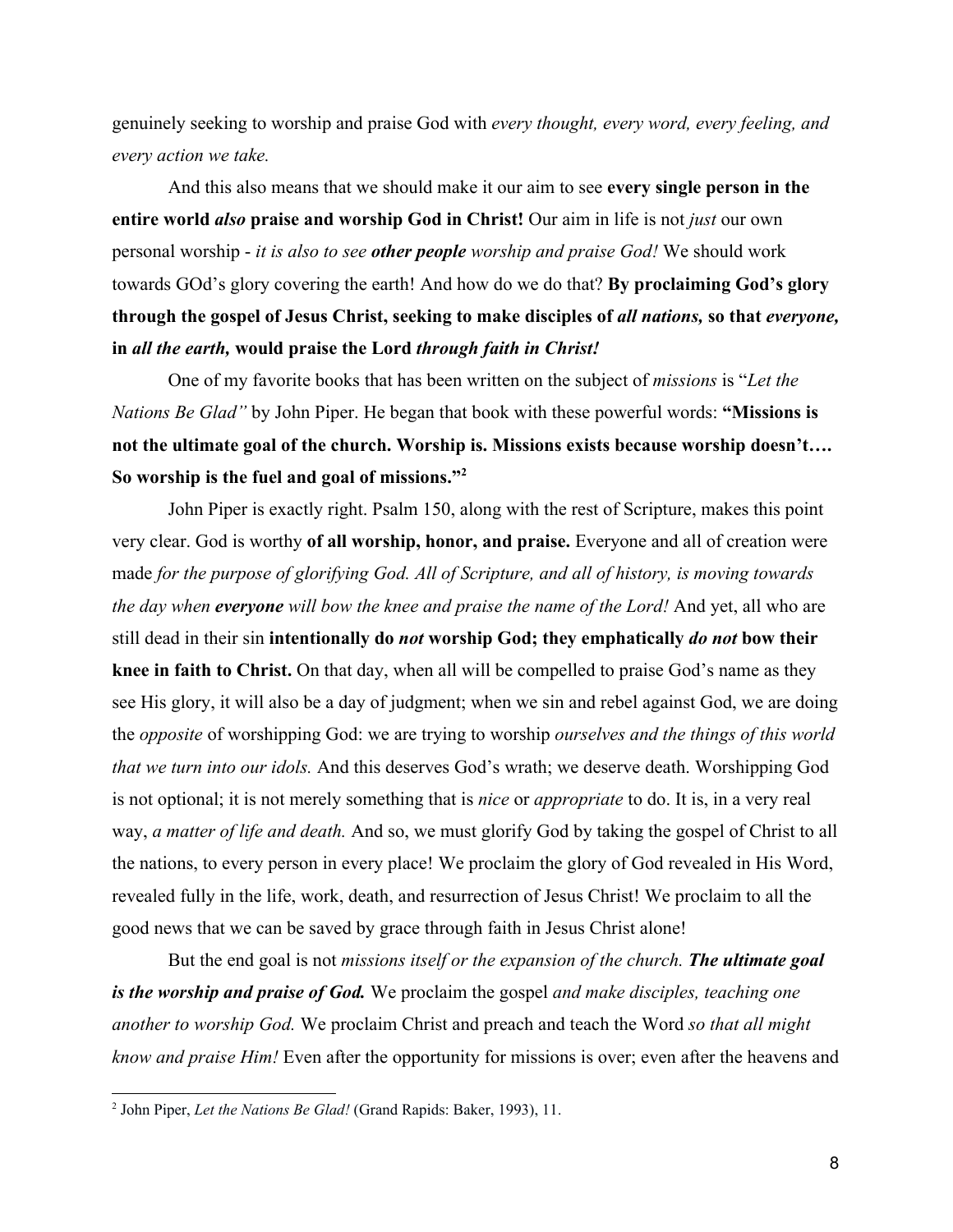genuinely seeking to worship and praise God with *every thought, every word, every feeling, and every action we take.*

And this also means that we should make it our aim to see **every single person in the entire world *also* praise and worship God in Christ!** Our aim in life is not *just* our own personal worship - *it is also to see **other people** worship and praise God!* We should work towards GOd's glory covering the earth! And how do we do that? **By proclaiming God's glory through the gospel of Jesus Christ, seeking to make disciples of *all nations,* so that *everyone,* in *all the earth,* would praise the Lord *through faith in Christ!***

One of my favorite books that has been written on the subject of *missions* is "*Let the Nations Be Glad"* by John Piper. He began that book with these powerful words: **"Missions is not the ultimate goal of the church. Worship is. Missions exists because worship doesn't…. So worship is the fuel and goal of missions."**[2]

John Piper is exactly right. Psalm 150, along with the rest of Scripture, makes this point very clear. God is worthy **of all worship, honor, and praise.** Everyone and all of creation were made *for the purpose of glorifying God. All of Scripture, and all of history, is moving towards the day when **everyone** will bow the knee and praise the name of the Lord!* And yet, all who are still dead in their sin **intentionally do *not* worship God; they emphatically *do not* bow their knee in faith to Christ.** On that day, when all will be compelled to praise God's name as they see His glory, it will also be a day of judgment; when we sin and rebel against God, we are doing the *opposite* of worshipping God: we are trying to worship *ourselves and the things of this world that we turn into our idols.* And this deserves God's wrath; we deserve death. Worshipping God is not optional; it is not merely something that is *nice* or *appropriate* to do. It is, in a very real way, *a matter of life and death.* And so, we must glorify God by taking the gospel of Christ to all the nations, to every person in every place! We proclaim the glory of God revealed in His Word, revealed fully in the life, work, death, and resurrection of Jesus Christ! We proclaim to all the good news that we can be saved by grace through faith in Jesus Christ alone!

But the end goal is not *missions itself or the expansion of the church. **The ultimate goal is the worship and praise of God.*** We proclaim the gospel *and make disciples, teaching one another to worship God.* We proclaim Christ and preach and teach the Word *so that all might know and praise Him!* Even after the opportunity for missions is over; even after the heavens and

---

[2] John Piper, *Let the Nations Be Glad!* (Grand Rapids: Baker, 1993), 11.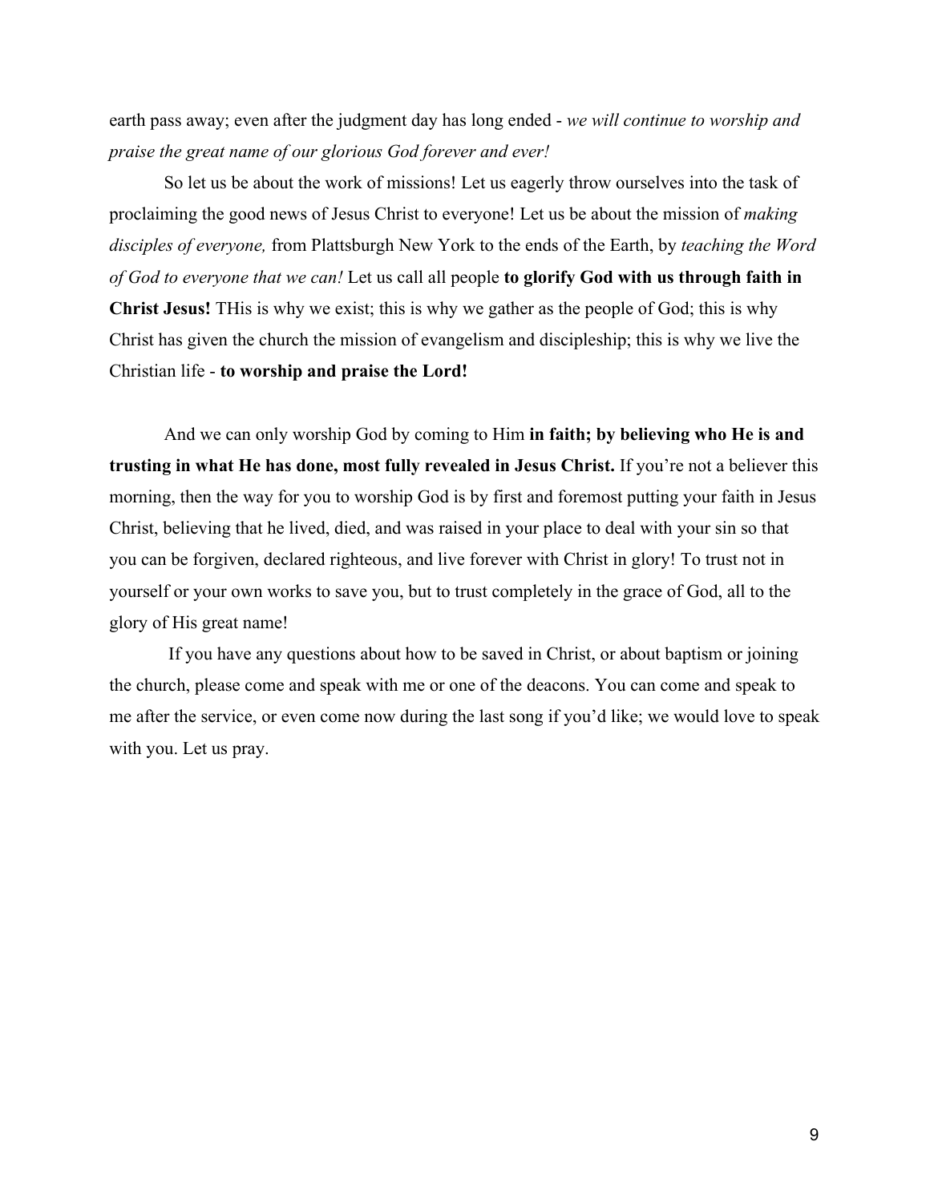earth pass away; even after the judgment day has long ended - *we will continue to worship and praise the great name of our glorious God forever and ever!*

So let us be about the work of missions! Let us eagerly throw ourselves into the task of proclaiming the good news of Jesus Christ to everyone! Let us be about the mission of *making disciples of everyone,* from Plattsburgh New York to the ends of the Earth, by *teaching the Word of God to everyone that we can!* Let us call all people **to glorify God with us through faith in Christ Jesus!** THis is why we exist; this is why we gather as the people of God; this is why Christ has given the church the mission of evangelism and discipleship; this is why we live the Christian life - **to worship and praise the Lord!**

And we can only worship God by coming to Him **in faith; by believing who He is and trusting in what He has done, most fully revealed in Jesus Christ.** If you're not a believer this morning, then the way for you to worship God is by first and foremost putting your faith in Jesus Christ, believing that he lived, died, and was raised in your place to deal with your sin so that you can be forgiven, declared righteous, and live forever with Christ in glory! To trust not in yourself or your own works to save you, but to trust completely in the grace of God, all to the glory of His great name!

If you have any questions about how to be saved in Christ, or about baptism or joining the church, please come and speak with me or one of the deacons. You can come and speak to me after the service, or even come now during the last song if you'd like; we would love to speak with you. Let us pray.